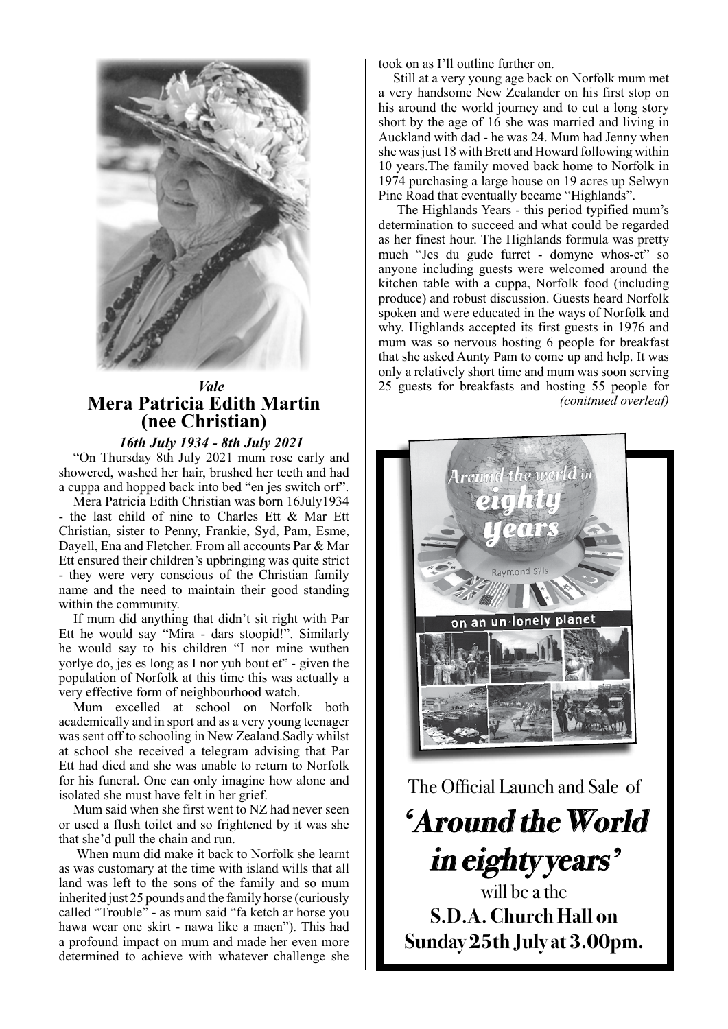*Vale*

## Mera Patricia Edith Martin (nee Christian)

***16th July 1934 - 8th July 2021***

"On Thursday 8th July 2021 mum rose early and showered, washed her hair, brushed her teeth and had a cuppa and hopped back into bed "en jes switch orf".

Mera Patricia Edith Christian was born 16July1934 - the last child of nine to Charles Ett & Mar Ett Christian, sister to Penny, Frankie, Syd, Pam, Esme, Dayell, Ena and Fletcher. From all accounts Par & Mar Ett ensured their children's upbringing was quite strict - they were very conscious of the Christian family name and the need to maintain their good standing within the community.

If mum did anything that didn't sit right with Par Ett he would say "Mira - dars stoopid!". Similarly he would say to his children "I nor mine wuthen yorlye do, jes es long as I nor yuh bout et" - given the population of Norfolk at this time this was actually a very effective form of neighbourhood watch.

Mum excelled at school on Norfolk both academically and in sport and as a very young teenager was sent off to schooling in New Zealand.Sadly whilst at school she received a telegram advising that Par Ett had died and she was unable to return to Norfolk for his funeral. One can only imagine how alone and isolated she must have felt in her grief.

Mum said when she first went to NZ had never seen or used a flush toilet and so frightened by it was she that she'd pull the chain and run.

When mum did make it back to Norfolk she learnt as was customary at the time with island wills that all land was left to the sons of the family and so mum inherited just 25 pounds and the family horse (curiously called "Trouble" - as mum said "fa ketch ar horse you hawa wear one skirt - nawa like a maen"). This had a profound impact on mum and made her even more determined to achieve with whatever challenge she took on as I'll outline further on.

Still at a very young age back on Norfolk mum met a very handsome New Zealander on his first stop on his around the world journey and to cut a long story short by the age of 16 she was married and living in Auckland with dad - he was 24. Mum had Jenny when she was just 18 with Brett and Howard following within 10 years.The family moved back home to Norfolk in 1974 purchasing a large house on 19 acres up Selwyn Pine Road that eventually became "Highlands".

The Highlands Years - this period typified mum's determination to succeed and what could be regarded as her finest hour. The Highlands formula was pretty much "Jes du gude furret - domyne whos-et" so anyone including guests were welcomed around the kitchen table with a cuppa, Norfolk food (including produce) and robust discussion. Guests heard Norfolk spoken and were educated in the ways of Norfolk and why. Highlands accepted its first guests in 1976 and mum was so nervous hosting 6 people for breakfast that she asked Aunty Pam to come up and help. It was only a relatively short time and mum was soon serving 25 guests for breakfasts and hosting 55 people for

*(conitnued overleaf)*

---

Around the world in eighty years

Raymond Sills

on an un-lonely planet

The Official Launch and Sale of

**'Around the World in eighty years'**

will be a the

**S.D.A. Church Hall on Sunday 25th July at 3.00pm.**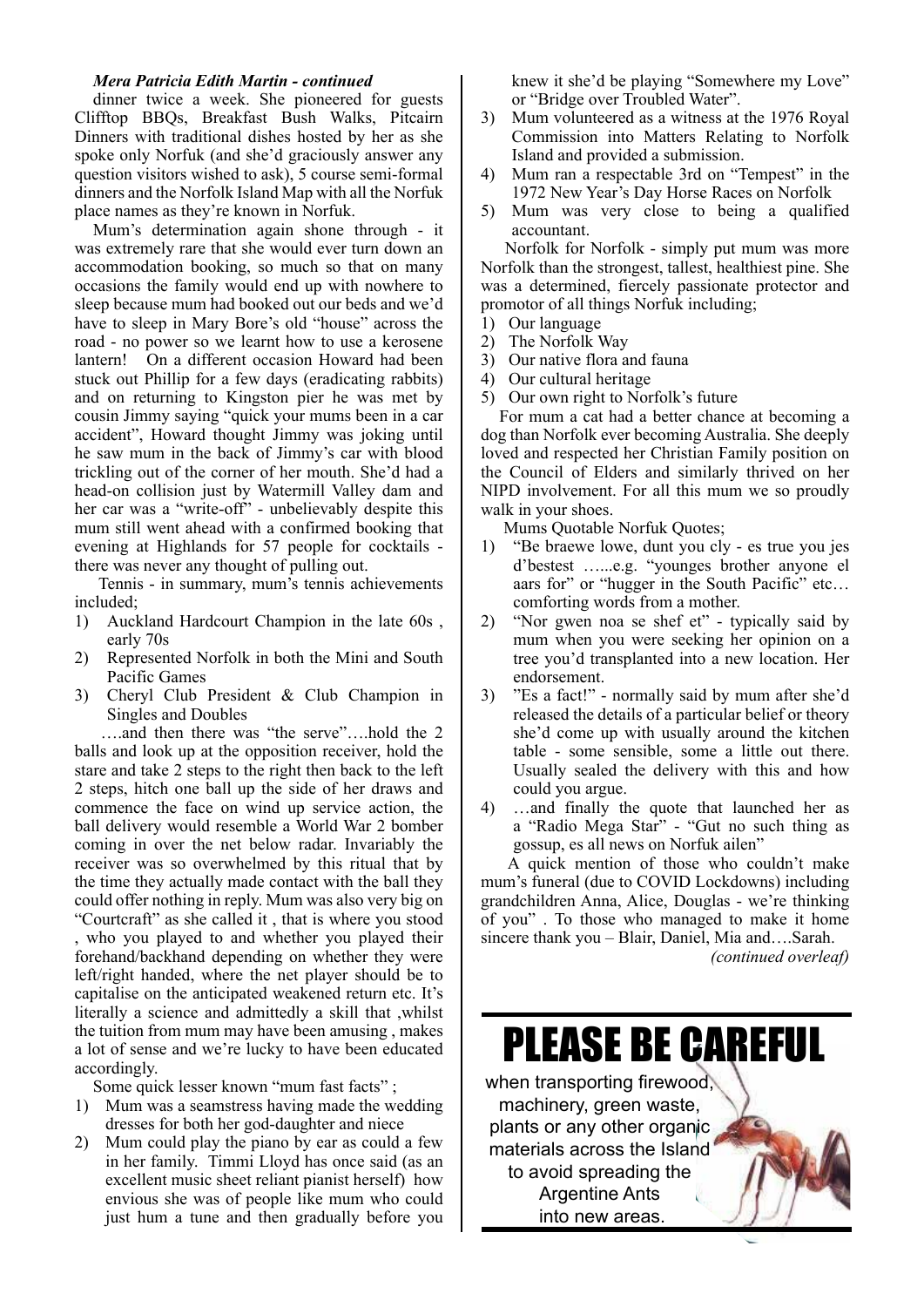***Mera Patricia Edith Martin - continued***

dinner twice a week. She pioneered for guests Clifftop BBQs, Breakfast Bush Walks, Pitcairn Dinners with traditional dishes hosted by her as she spoke only Norfuk (and she'd graciously answer any question visitors wished to ask), 5 course semi-formal dinners and the Norfolk Island Map with all the Norfuk place names as they're known in Norfuk.

Mum's determination again shone through - it was extremely rare that she would ever turn down an accommodation booking, so much so that on many occasions the family would end up with nowhere to sleep because mum had booked out our beds and we'd have to sleep in Mary Bore's old "house" across the road - no power so we learnt how to use a kerosene lantern! On a different occasion Howard had been stuck out Phillip for a few days (eradicating rabbits) and on returning to Kingston pier he was met by cousin Jimmy saying "quick your mums been in a car accident", Howard thought Jimmy was joking until he saw mum in the back of Jimmy's car with blood trickling out of the corner of her mouth. She'd had a head-on collision just by Watermill Valley dam and her car was a "write-off" - unbelievably despite this mum still went ahead with a confirmed booking that evening at Highlands for 57 people for cocktails - there was never any thought of pulling out.

Tennis - in summary, mum's tennis achievements included;

1) Auckland Hardcourt Champion in the late 60s , early 70s
2) Represented Norfolk in both the Mini and South Pacific Games
3) Cheryl Club President & Club Champion in Singles and Doubles

….and then there was "the serve"….hold the 2 balls and look up at the opposition receiver, hold the stare and take 2 steps to the right then back to the left 2 steps, hitch one ball up the side of her draws and commence the face on wind up service action, the ball delivery would resemble a World War 2 bomber coming in over the net below radar. Invariably the receiver was so overwhelmed by this ritual that by the time they actually made contact with the ball they could offer nothing in reply. Mum was also very big on "Courtcraft" as she called it , that is where you stood , who you played to and whether you played their forehand/backhand depending on whether they were left/right handed, where the net player should be to capitalise on the anticipated weakened return etc. It's literally a science and admittedly a skill that ,whilst the tuition from mum may have been amusing , makes a lot of sense and we're lucky to have been educated accordingly.

Some quick lesser known "mum fast facts" ;

1) Mum was a seamstress having made the wedding dresses for both her god-daughter and niece
2) Mum could play the piano by ear as could a few in her family. Timmi Lloyd has once said (as an excellent music sheet reliant pianist herself) how envious she was of people like mum who could just hum a tune and then gradually before you knew it she'd be playing "Somewhere my Love" or "Bridge over Troubled Water".
3) Mum volunteered as a witness at the 1976 Royal Commission into Matters Relating to Norfolk Island and provided a submission.
4) Mum ran a respectable 3rd on "Tempest" in the 1972 New Year's Day Horse Races on Norfolk
5) Mum was very close to being a qualified accountant.

Norfolk for Norfolk - simply put mum was more Norfolk than the strongest, tallest, healthiest pine. She was a determined, fiercely passionate protector and promotor of all things Norfuk including;

1) Our language
2) The Norfolk Way
3) Our native flora and fauna
4) Our cultural heritage
5) Our own right to Norfolk's future

For mum a cat had a better chance at becoming a dog than Norfolk ever becoming Australia. She deeply loved and respected her Christian Family position on the Council of Elders and similarly thrived on her NIPD involvement. For all this mum we so proudly walk in your shoes.

Mums Quotable Norfuk Quotes;

1) "Be braewe lowe, dunt you cly - es true you jes d'bestest …...e.g. "younges brother anyone el aars for" or "hugger in the South Pacific" etc… comforting words from a mother.
2) "Nor gwen noa se shef et" - typically said by mum when you were seeking her opinion on a tree you'd transplanted into a new location. Her endorsement.
3) "Es a fact!" - normally said by mum after she'd released the details of a particular belief or theory she'd come up with usually around the kitchen table - some sensible, some a little out there. Usually sealed the delivery with this and how could you argue.
4) …and finally the quote that launched her as a "Radio Mega Star" - "Gut no such thing as gossup, es all news on Norfuk ailen"

A quick mention of those who couldn't make mum's funeral (due to COVID Lockdowns) including grandchildren Anna, Alice, Douglas - we're thinking of you" . To those who managed to make it home sincere thank you – Blair, Daniel, Mia and….Sarah.

*(continued overleaf)*

# PLEASE BE CAREFUL

when transporting firewood, machinery, green waste, plants or any other organic materials across the Island to avoid spreading the Argentine Ants into new areas.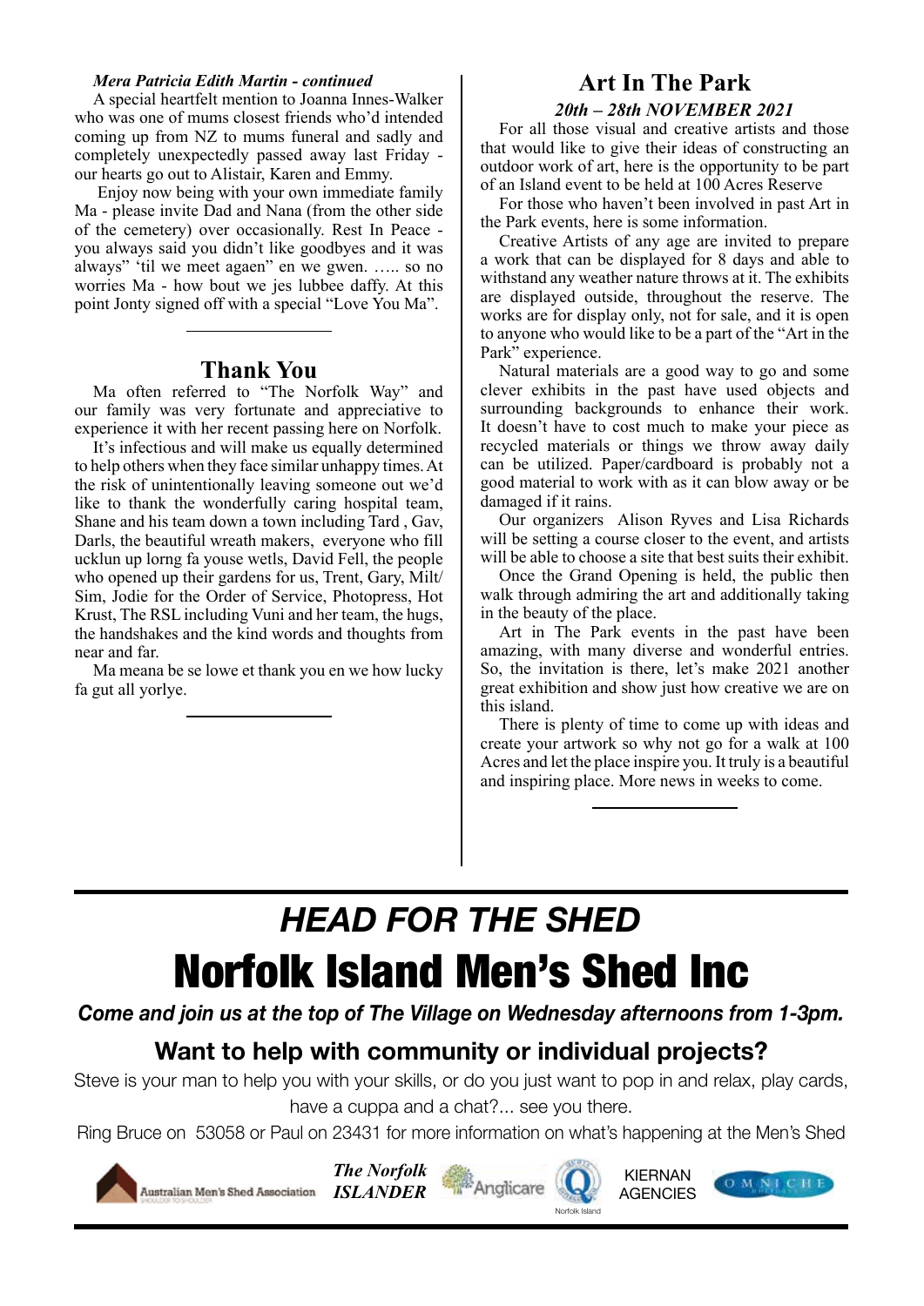*Mera Patricia Edith Martin - continued*

A special heartfelt mention to Joanna Innes-Walker who was one of mums closest friends who'd intended coming up from NZ to mums funeral and sadly and completely unexpectedly passed away last Friday - our hearts go out to Alistair, Karen and Emmy.

Enjoy now being with your own immediate family Ma - please invite Dad and Nana (from the other side of the cemetery) over occasionally. Rest In Peace - you always said you didn't like goodbyes and it was always" 'til we meet agaen" en we gwen. ….. so no worries Ma - how bout we jes lubbee daffy. At this point Jonty signed off with a special "Love You Ma".

## Thank You

Ma often referred to "The Norfolk Way" and our family was very fortunate and appreciative to experience it with her recent passing here on Norfolk.

It's infectious and will make us equally determined to help others when they face similar unhappy times. At the risk of unintentionally leaving someone out we'd like to thank the wonderfully caring hospital team, Shane and his team down a town including Tard , Gav, Darls, the beautiful wreath makers, everyone who fill ucklun up lorng fa youse wetls, David Fell, the people who opened up their gardens for us, Trent, Gary, Milt/ Sim, Jodie for the Order of Service, Photopress, Hot Krust, The RSL including Vuni and her team, the hugs, the handshakes and the kind words and thoughts from near and far.

Ma meana be se lowe et thank you en we how lucky fa gut all yorlye.

## Art In The Park

***20th – 28th NOVEMBER 2021***

For all those visual and creative artists and those that would like to give their ideas of constructing an outdoor work of art, here is the opportunity to be part of an Island event to be held at 100 Acres Reserve

For those who haven't been involved in past Art in the Park events, here is some information.

Creative Artists of any age are invited to prepare a work that can be displayed for 8 days and able to withstand any weather nature throws at it. The exhibits are displayed outside, throughout the reserve. The works are for display only, not for sale, and it is open to anyone who would like to be a part of the "Art in the Park" experience.

Natural materials are a good way to go and some clever exhibits in the past have used objects and surrounding backgrounds to enhance their work. It doesn't have to cost much to make your piece as recycled materials or things we throw away daily can be utilized. Paper/cardboard is probably not a good material to work with as it can blow away or be damaged if it rains.

Our organizers Alison Ryves and Lisa Richards will be setting a course closer to the event, and artists will be able to choose a site that best suits their exhibit.

Once the Grand Opening is held, the public then walk through admiring the art and additionally taking in the beauty of the place.

Art in The Park events in the past have been amazing, with many diverse and wonderful entries. So, the invitation is there, let's make 2021 another great exhibition and show just how creative we are on this island.

There is plenty of time to come up with ideas and create your artwork so why not go for a walk at 100 Acres and let the place inspire you. It truly is a beautiful and inspiring place. More news in weeks to come.

## *HEAD FOR THE SHED*

# Norfolk Island Men's Shed Inc

***Come and join us at the top of The Village on Wednesday afternoons from 1-3pm.***

### Want to help with community or individual projects?

Steve is your man to help you with your skills, or do you just want to pop in and relax, play cards, have a cuppa and a chat?... see you there.

Ring Bruce on 53058 or Paul on 23431 for more information on what's happening at the Men's Shed

Australian Men's Shed Association | *The Norfolk ISLANDER* | Anglicare | Norfolk Island | KIERNAN AGENCIES | OMNICHE